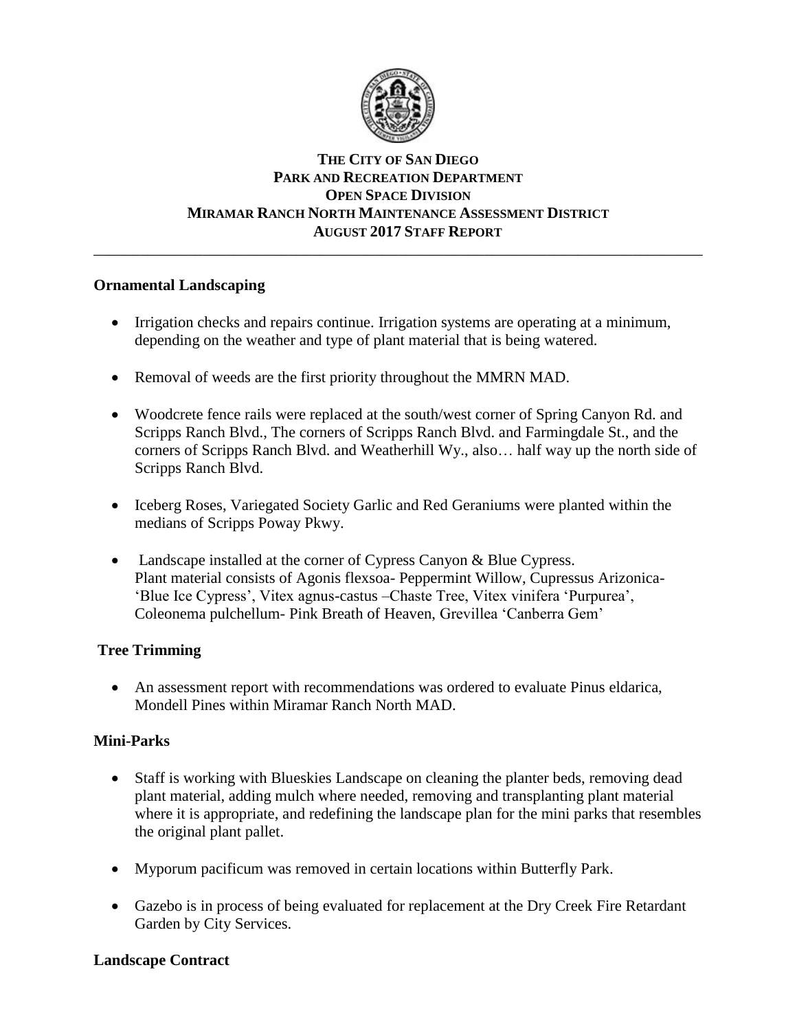# THE CITY OF SAN DIEGO
## PARK AND RECREATION DEPARTMENT
## OPEN SPACE DIVISION
## MIRAMAR RANCH NORTH MAINTENANCE ASSESSMENT DISTRICT
## AUGUST 2017 STAFF REPORT

---

**Ornamental Landscaping**

- Irrigation checks and repairs continue. Irrigation systems are operating at a minimum, depending on the weather and type of plant material that is being watered.

- Removal of weeds are the first priority throughout the MMRN MAD.

- Woodcrete fence rails were replaced at the south/west corner of Spring Canyon Rd. and Scripps Ranch Blvd., The corners of Scripps Ranch Blvd. and Farmingdale St., and the corners of Scripps Ranch Blvd. and Weatherhill Wy., also… half way up the north side of Scripps Ranch Blvd.

- Iceberg Roses, Variegated Society Garlic and Red Geraniums were planted within the medians of Scripps Poway Pkwy.

- Landscape installed at the corner of Cypress Canyon & Blue Cypress.
  Plant material consists of Agonis flexsoa- Peppermint Willow, Cupressus Arizonica- 'Blue Ice Cypress', Vitex agnus-castus –Chaste Tree, Vitex vinifera 'Purpurea', Coleonema pulchellum- Pink Breath of Heaven, Grevillea 'Canberra Gem'

**Tree Trimming**

- An assessment report with recommendations was ordered to evaluate Pinus eldarica, Mondell Pines within Miramar Ranch North MAD.

**Mini-Parks**

- Staff is working with Blueskies Landscape on cleaning the planter beds, removing dead plant material, adding mulch where needed, removing and transplanting plant material where it is appropriate, and redefining the landscape plan for the mini parks that resembles the original plant pallet.

- Myporum pacificum was removed in certain locations within Butterfly Park.

- Gazebo is in process of being evaluated for replacement at the Dry Creek Fire Retardant Garden by City Services.

**Landscape Contract**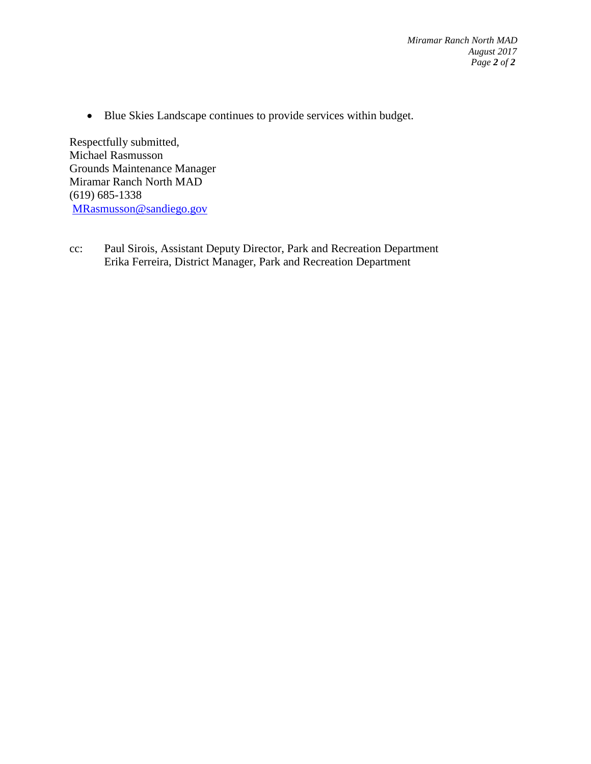- Blue Skies Landscape continues to provide services within budget.

Respectfully submitted,
Michael Rasmusson
Grounds Maintenance Manager
Miramar Ranch North MAD
(619) 685-1338
MRasmusson@sandiego.gov

cc: Paul Sirois, Assistant Deputy Director, Park and Recreation Department
Erika Ferreira, District Manager, Park and Recreation Department